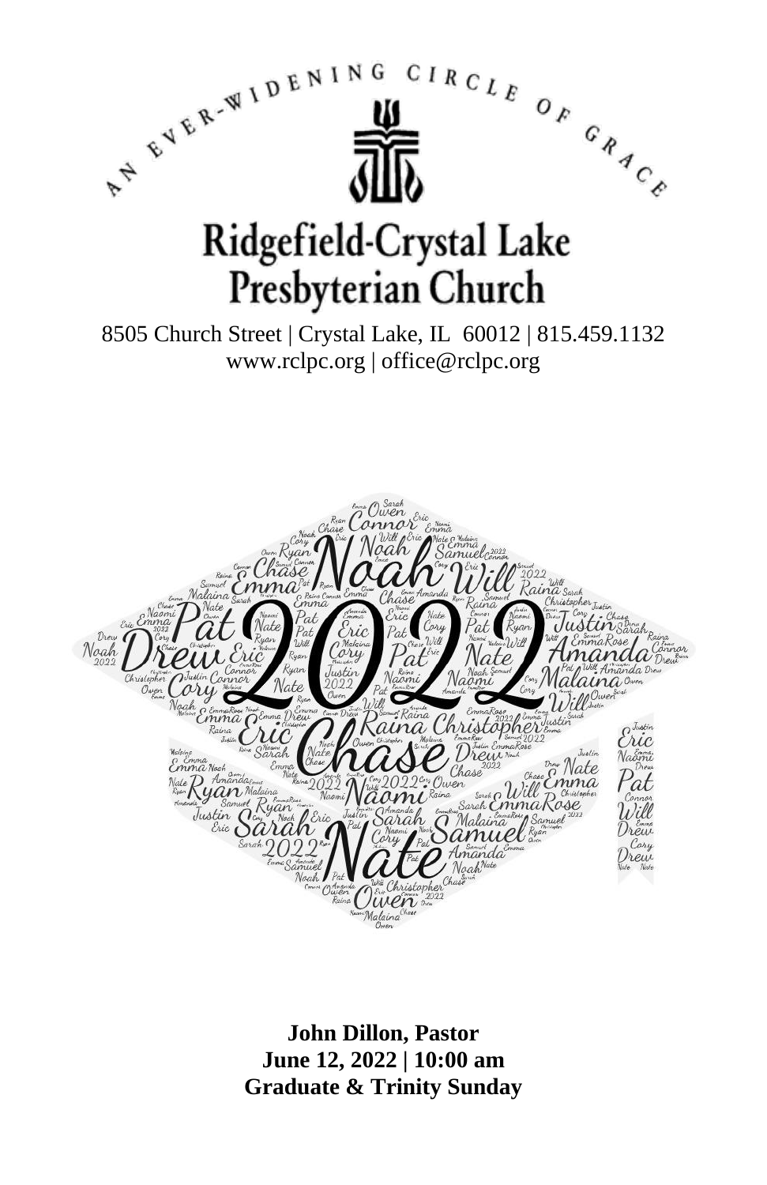AN EVER-WIDENING CIRCLE OF GRACE

# Ridgefield-Crystal Lake Presbyterian Church

8505 Church Street | Crystal Lake, IL 60012 | 815.459.1132
www.rclpc.org | office@rclpc.org

**John Dillon, Pastor**
**June 12, 2022 | 10:00 am**
**Graduate & Trinity Sunday**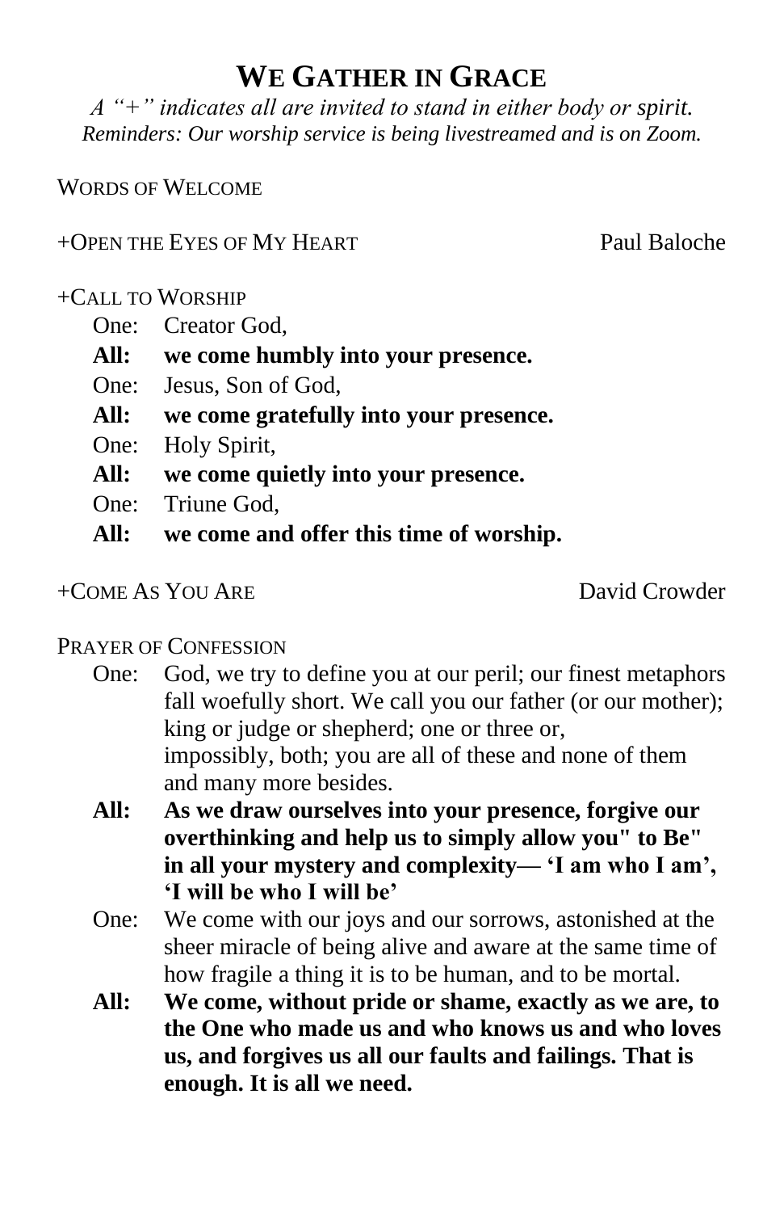# We Gather in Grace

*A "+" indicates all are invited to stand in either body or spirit.*
*Reminders: Our worship service is being livestreamed and is on Zoom.*

Words of Welcome

+Open the Eyes of My Heart — Paul Baloche

+Call to Worship

One: Creator God,
**All: we come humbly into your presence.**
One: Jesus, Son of God,
**All: we come gratefully into your presence.**
One: Holy Spirit,
**All: we come quietly into your presence.**
One: Triune God,
**All: we come and offer this time of worship.**

+Come As You Are — David Crowder

Prayer of Confession

One: God, we try to define you at our peril; our finest metaphors fall woefully short. We call you our father (or our mother); king or judge or shepherd; one or three or, impossibly, both; you are all of these and none of them and many more besides.

**All: As we draw ourselves into your presence, forgive our overthinking and help us to simply allow you" to Be" in all your mystery and complexity— 'I am who I am', 'I will be who I will be'**

One: We come with our joys and our sorrows, astonished at the sheer miracle of being alive and aware at the same time of how fragile a thing it is to be human, and to be mortal.

**All: We come, without pride or shame, exactly as we are, to the One who made us and who knows us and who loves us, and forgives us all our faults and failings. That is enough. It is all we need.**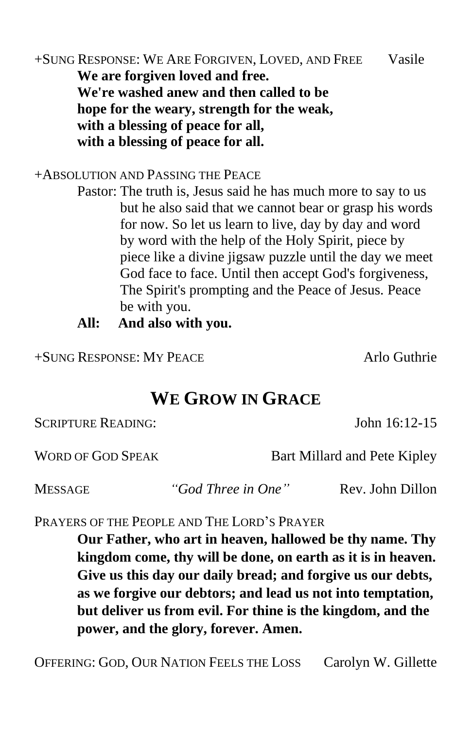+SUNG RESPONSE: WE ARE FORGIVEN, LOVED, AND FREE Vasile

**We are forgiven loved and free.**
**We're washed anew and then called to be**
**hope for the weary, strength for the weak,**
**with a blessing of peace for all,**
**with a blessing of peace for all.**

+ABSOLUTION AND PASSING THE PEACE

Pastor: The truth is, Jesus said he has much more to say to us but he also said that we cannot bear or grasp his words for now. So let us learn to live, day by day and word by word with the help of the Holy Spirit, piece by piece like a divine jigsaw puzzle until the day we meet God face to face. Until then accept God's forgiveness, The Spirit's prompting and the Peace of Jesus. Peace be with you.

**All: And also with you.**

+SUNG RESPONSE: MY PEACE Arlo Guthrie

## WE GROW IN GRACE

SCRIPTURE READING: John 16:12-15

WORD OF GOD SPEAK Bart Millard and Pete Kipley

MESSAGE *"God Three in One"* Rev. John Dillon

PRAYERS OF THE PEOPLE AND THE LORD'S PRAYER

**Our Father, who art in heaven, hallowed be thy name. Thy kingdom come, thy will be done, on earth as it is in heaven. Give us this day our daily bread; and forgive us our debts, as we forgive our debtors; and lead us not into temptation, but deliver us from evil. For thine is the kingdom, and the power, and the glory, forever. Amen.**

OFFERING: GOD, OUR NATION FEELS THE LOSS Carolyn W. Gillette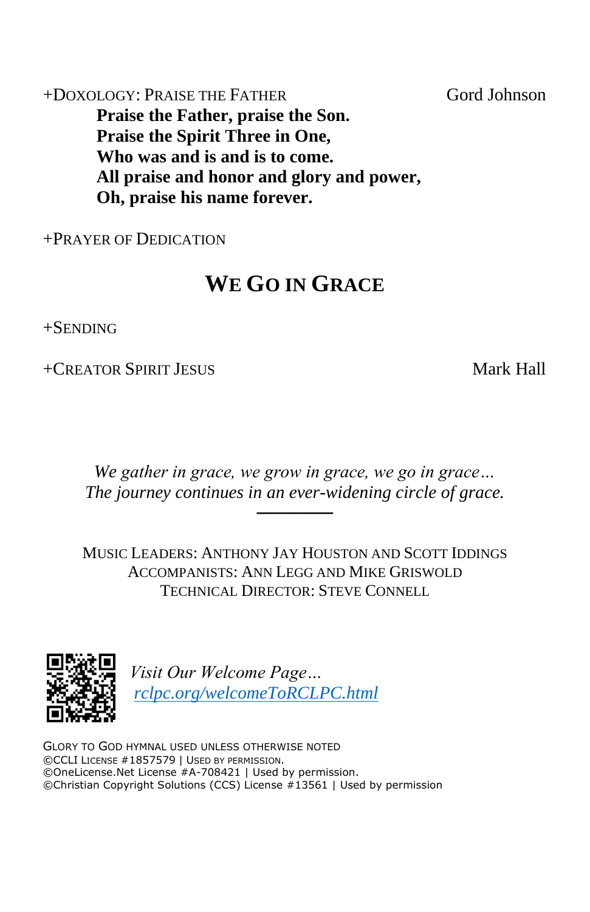+DOXOLOGY: PRAISE THE FATHER — Gord Johnson

**Praise the Father, praise the Son.**
**Praise the Spirit Three in One,**
**Who was and is and is to come.**
**All praise and honor and glory and power,**
**Oh, praise his name forever.**

+PRAYER OF DEDICATION

## WE GO IN GRACE

+SENDING

+CREATOR SPIRIT JESUS — Mark Hall

*We gather in grace, we grow in grace, we go in grace…*
*The journey continues in an ever-widening circle of grace.*

---

MUSIC LEADERS: ANTHONY JAY HOUSTON AND SCOTT IDDINGS
ACCOMPANISTS: ANN LEGG AND MIKE GRISWOLD
TECHNICAL DIRECTOR: STEVE CONNELL

*Visit Our Welcome Page…*
*rclpc.org/welcomeToRCLPC.html*

GLORY TO GOD HYMNAL USED UNLESS OTHERWISE NOTED
©CCLI LICENSE #1857579 | USED BY PERMISSION.
©OneLicense.Net License #A-708421 | Used by permission.
©Christian Copyright Solutions (CCS) License #13561 | Used by permission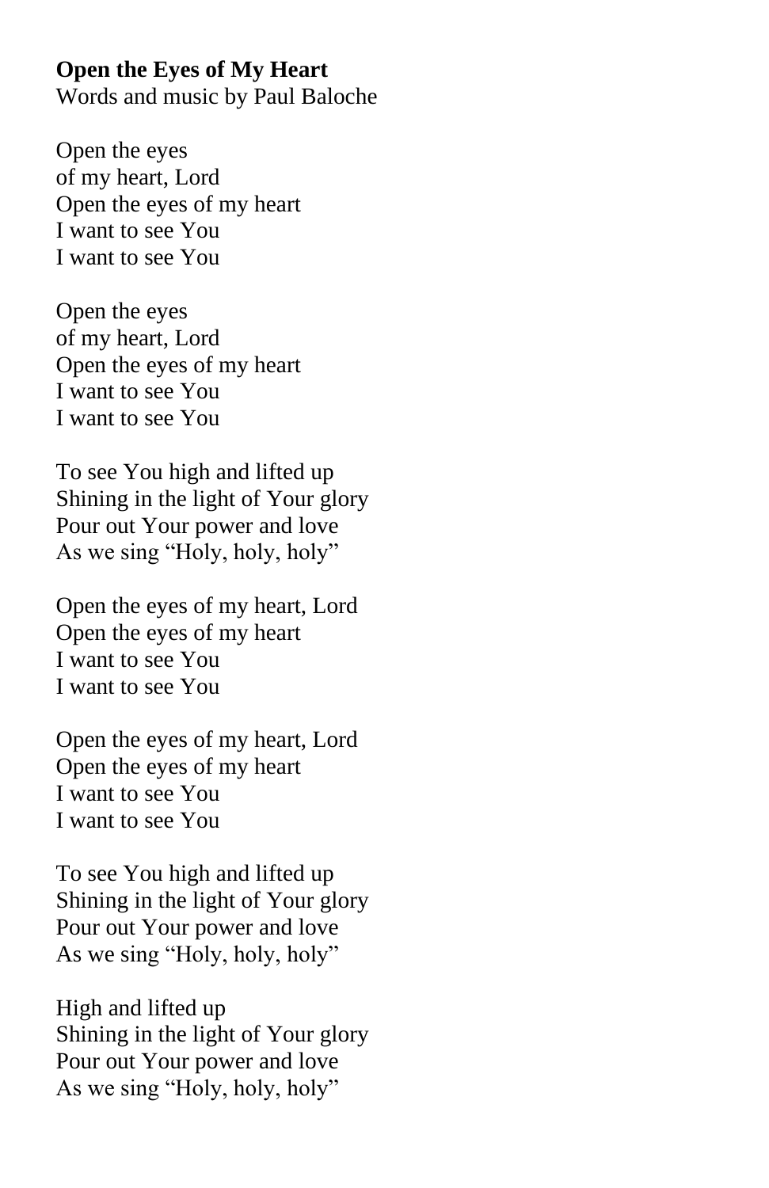**Open the Eyes of My Heart**
Words and music by Paul Baloche

Open the eyes
of my heart, Lord
Open the eyes of my heart
I want to see You
I want to see You

Open the eyes
of my heart, Lord
Open the eyes of my heart
I want to see You
I want to see You

To see You high and lifted up
Shining in the light of Your glory
Pour out Your power and love
As we sing "Holy, holy, holy"

Open the eyes of my heart, Lord
Open the eyes of my heart
I want to see You
I want to see You

Open the eyes of my heart, Lord
Open the eyes of my heart
I want to see You
I want to see You

To see You high and lifted up
Shining in the light of Your glory
Pour out Your power and love
As we sing "Holy, holy, holy"

High and lifted up
Shining in the light of Your glory
Pour out Your power and love
As we sing "Holy, holy, holy"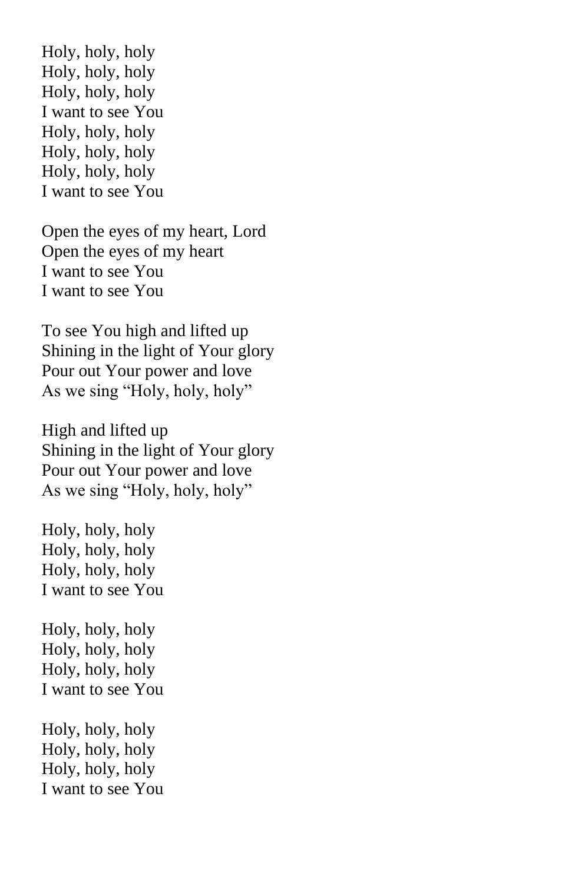Holy, holy, holy
Holy, holy, holy
Holy, holy, holy
I want to see You
Holy, holy, holy
Holy, holy, holy
Holy, holy, holy
I want to see You

Open the eyes of my heart, Lord
Open the eyes of my heart
I want to see You
I want to see You

To see You high and lifted up
Shining in the light of Your glory
Pour out Your power and love
As we sing "Holy, holy, holy"

High and lifted up
Shining in the light of Your glory
Pour out Your power and love
As we sing "Holy, holy, holy"

Holy, holy, holy
Holy, holy, holy
Holy, holy, holy
I want to see You

Holy, holy, holy
Holy, holy, holy
Holy, holy, holy
I want to see You

Holy, holy, holy
Holy, holy, holy
Holy, holy, holy
I want to see You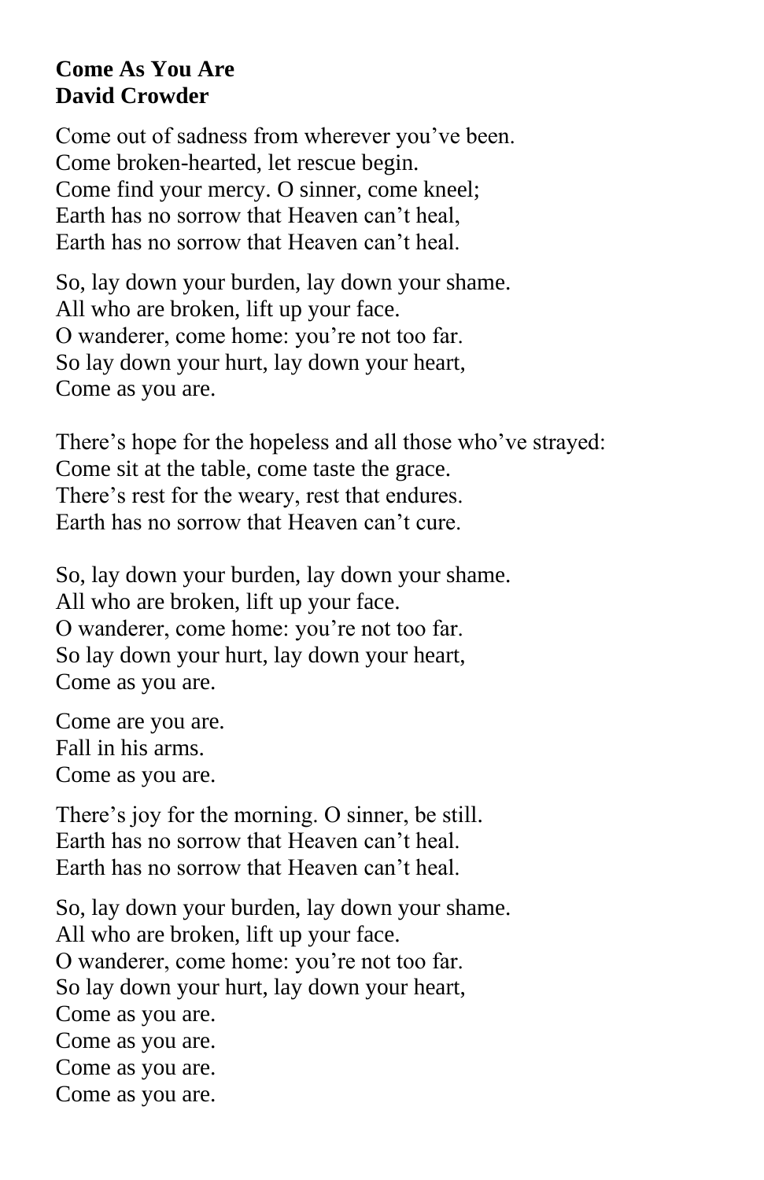**Come As You Are**
**David Crowder**

Come out of sadness from wherever you've been.
Come broken-hearted, let rescue begin.
Come find your mercy. O sinner, come kneel;
Earth has no sorrow that Heaven can't heal,
Earth has no sorrow that Heaven can't heal.

So, lay down your burden, lay down your shame.
All who are broken, lift up your face.
O wanderer, come home: you're not too far.
So lay down your hurt, lay down your heart,
Come as you are.

There's hope for the hopeless and all those who've strayed:
Come sit at the table, come taste the grace.
There's rest for the weary, rest that endures.
Earth has no sorrow that Heaven can't cure.

So, lay down your burden, lay down your shame.
All who are broken, lift up your face.
O wanderer, come home: you're not too far.
So lay down your hurt, lay down your heart,
Come as you are.

Come are you are.
Fall in his arms.
Come as you are.

There's joy for the morning. O sinner, be still.
Earth has no sorrow that Heaven can't heal.
Earth has no sorrow that Heaven can't heal.

So, lay down your burden, lay down your shame.
All who are broken, lift up your face.
O wanderer, come home: you're not too far.
So lay down your hurt, lay down your heart,
Come as you are.
Come as you are.
Come as you are.
Come as you are.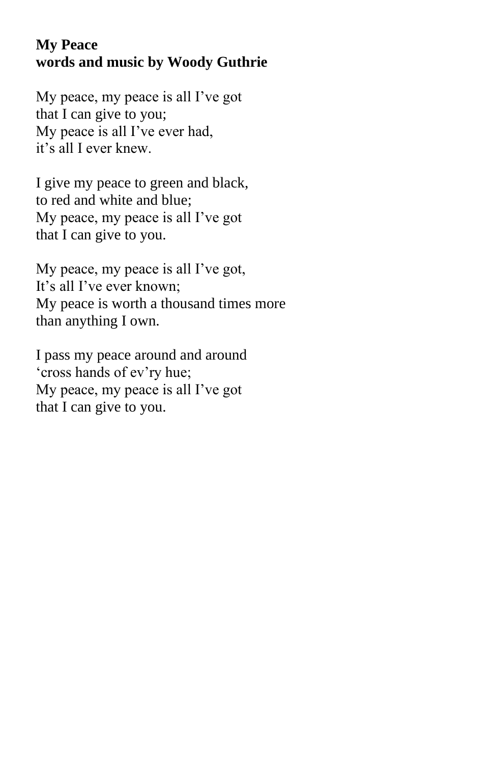**My Peace**
**words and music by Woody Guthrie**

My peace, my peace is all I've got
that I can give to you;
My peace is all I've ever had,
it's all I ever knew.

I give my peace to green and black,
to red and white and blue;
My peace, my peace is all I've got
that I can give to you.

My peace, my peace is all I've got,
It's all I've ever known;
My peace is worth a thousand times more
than anything I own.

I pass my peace around and around
'cross hands of ev'ry hue;
My peace, my peace is all I've got
that I can give to you.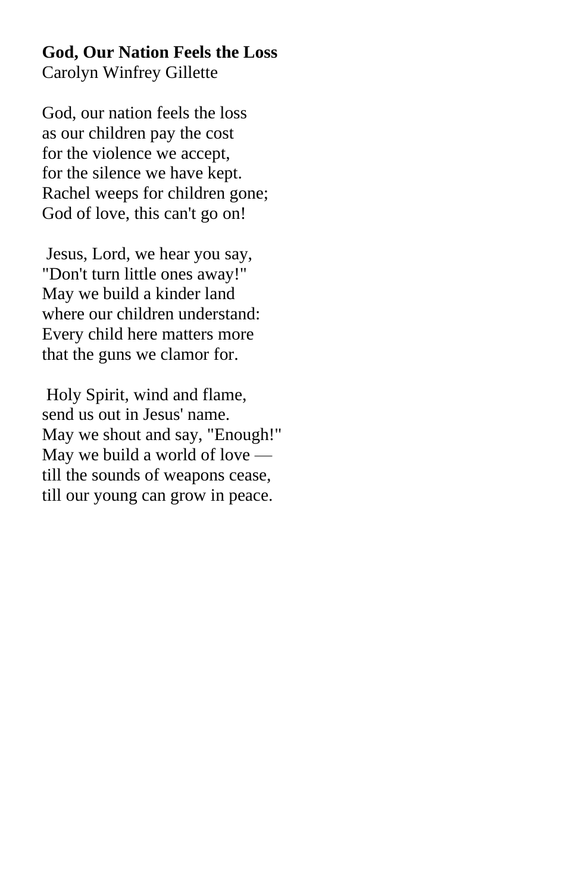**God, Our Nation Feels the Loss**
Carolyn Winfrey Gillette

God, our nation feels the loss
as our children pay the cost
for the violence we accept,
for the silence we have kept.
Rachel weeps for children gone;
God of love, this can't go on!

Jesus, Lord, we hear you say,
"Don't turn little ones away!"
May we build a kinder land
where our children understand:
Every child here matters more
that the guns we clamor for.

Holy Spirit, wind and flame,
send us out in Jesus' name.
May we shout and say, "Enough!"
May we build a world of love —
till the sounds of weapons cease,
till our young can grow in peace.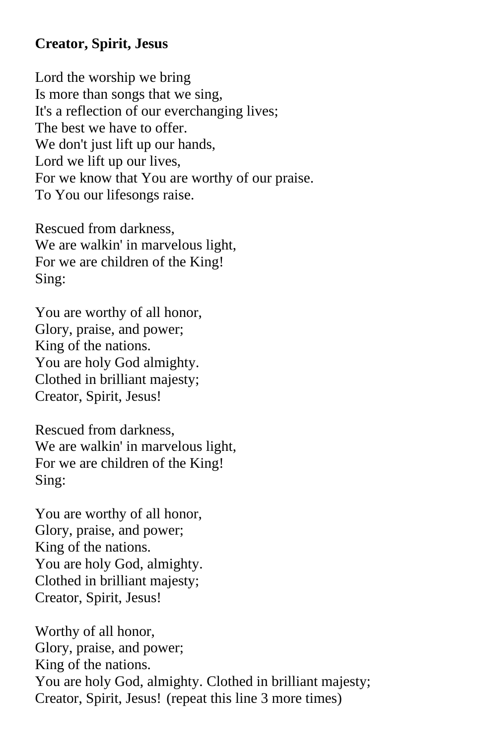**Creator, Spirit, Jesus**

Lord the worship we bring
Is more than songs that we sing,
It's a reflection of our everchanging lives;
The best we have to offer.
We don't just lift up our hands,
Lord we lift up our lives,
For we know that You are worthy of our praise.
To You our lifesongs raise.

Rescued from darkness,
We are walkin' in marvelous light,
For we are children of the King!
Sing:

You are worthy of all honor,
Glory, praise, and power;
King of the nations.
You are holy God almighty.
Clothed in brilliant majesty;
Creator, Spirit, Jesus!

Rescued from darkness,
We are walkin' in marvelous light,
For we are children of the King!
Sing:

You are worthy of all honor,
Glory, praise, and power;
King of the nations.
You are holy God, almighty.
Clothed in brilliant majesty;
Creator, Spirit, Jesus!

Worthy of all honor,
Glory, praise, and power;
King of the nations.
You are holy God, almighty. Clothed in brilliant majesty;
Creator, Spirit, Jesus! (repeat this line 3 more times)